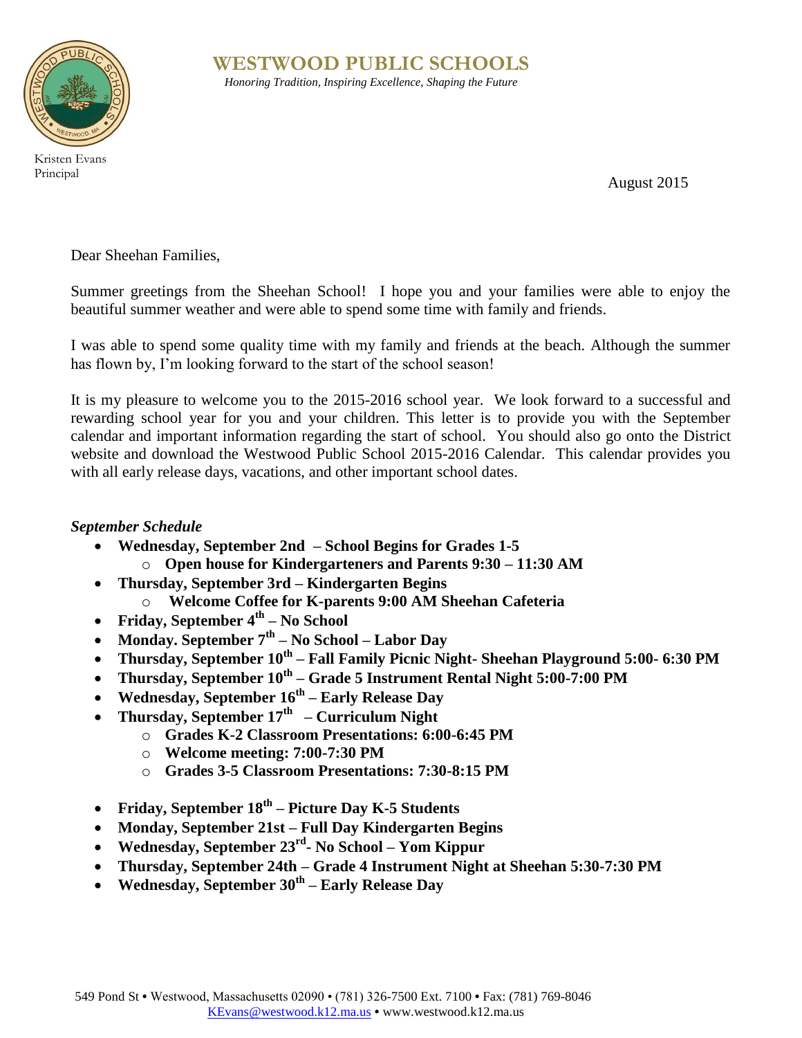# WESTWOOD PUBLIC SCHOOLS

*Honoring Tradition, Inspiring Excellence, Shaping the Future*

Kristen Evans
Principal

August 2015

Dear Sheehan Families,

Summer greetings from the Sheehan School! I hope you and your families were able to enjoy the beautiful summer weather and were able to spend some time with family and friends.

I was able to spend some quality time with my family and friends at the beach. Although the summer has flown by, I'm looking forward to the start of the school season!

It is my pleasure to welcome you to the 2015-2016 school year. We look forward to a successful and rewarding school year for you and your children. This letter is to provide you with the September calendar and important information regarding the start of school. You should also go onto the District website and download the Westwood Public School 2015-2016 Calendar. This calendar provides you with all early release days, vacations, and other important school dates.

***September Schedule***

- **Wednesday, September 2nd – School Begins for Grades 1-5**
  - **Open house for Kindergarteners and Parents 9:30 – 11:30 AM**
- **Thursday, September 3rd – Kindergarten Begins**
  - **Welcome Coffee for K-parents 9:00 AM Sheehan Cafeteria**
- **Friday, September 4th – No School**
- **Monday. September 7th – No School – Labor Day**
- **Thursday, September 10th – Fall Family Picnic Night- Sheehan Playground 5:00- 6:30 PM**
- **Thursday, September 10th – Grade 5 Instrument Rental Night 5:00-7:00 PM**
- **Wednesday, September 16th – Early Release Day**
- **Thursday, September 17th – Curriculum Night**
  - **Grades K-2 Classroom Presentations: 6:00-6:45 PM**
  - **Welcome meeting: 7:00-7:30 PM**
  - **Grades 3-5 Classroom Presentations: 7:30-8:15 PM**
- **Friday, September 18th – Picture Day K-5 Students**
- **Monday, September 21st – Full Day Kindergarten Begins**
- **Wednesday, September 23rd- No School – Yom Kippur**
- **Thursday, September 24th – Grade 4 Instrument Night at Sheehan 5:30-7:30 PM**
- **Wednesday, September 30th – Early Release Day**

549 Pond St • Westwood, Massachusetts 02090 • (781) 326-7500 Ext. 7100 • Fax: (781) 769-8046
KEvans@westwood.k12.ma.us • www.westwood.k12.ma.us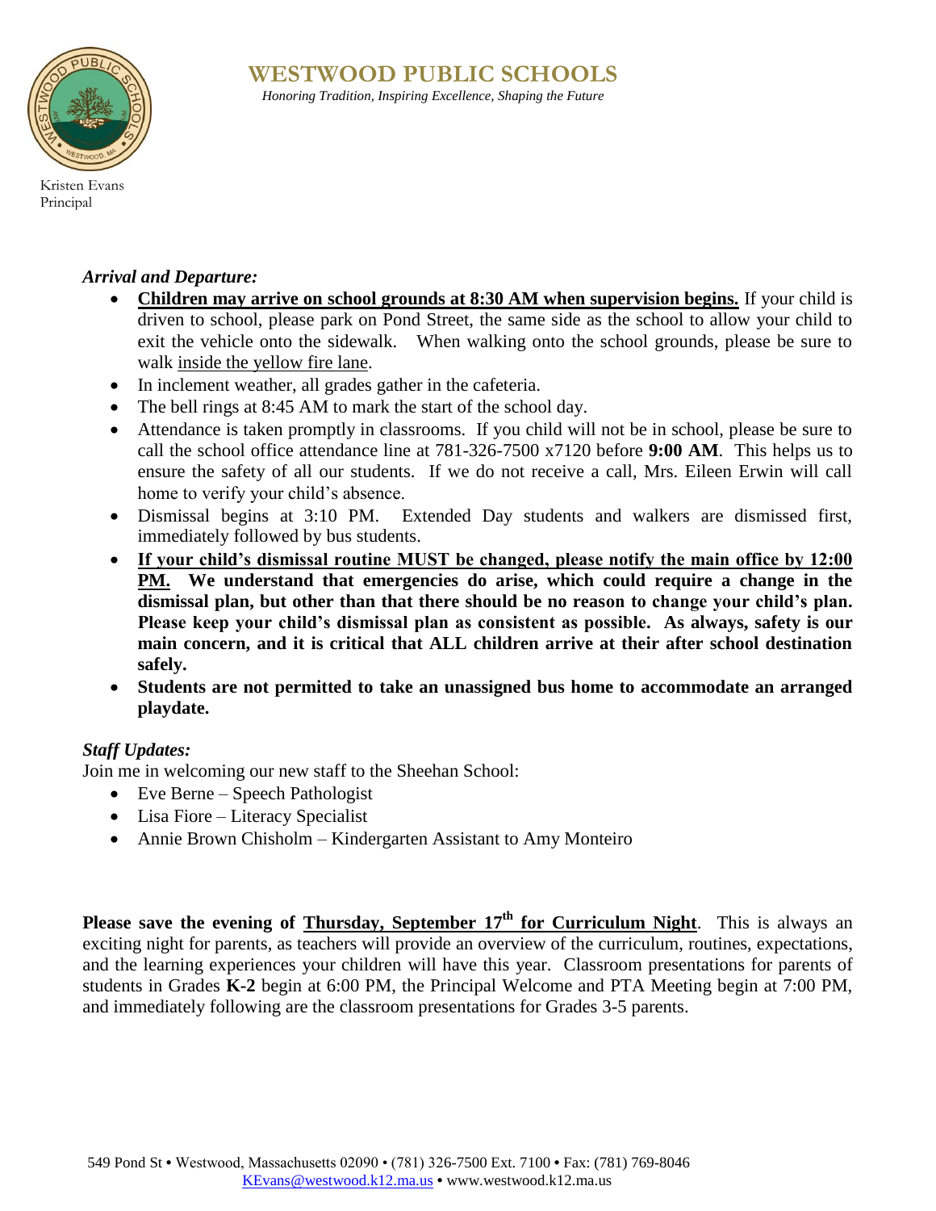# WESTWOOD PUBLIC SCHOOLS

*Honoring Tradition, Inspiring Excellence, Shaping the Future*

Kristen Evans
Principal

***Arrival and Departure:***

- **Children may arrive on school grounds at 8:30 AM when supervision begins.** If your child is driven to school, please park on Pond Street, the same side as the school to allow your child to exit the vehicle onto the sidewalk. When walking onto the school grounds, please be sure to walk inside the yellow fire lane.
- In inclement weather, all grades gather in the cafeteria.
- The bell rings at 8:45 AM to mark the start of the school day.
- Attendance is taken promptly in classrooms. If you child will not be in school, please be sure to call the school office attendance line at 781-326-7500 x7120 before **9:00 AM**. This helps us to ensure the safety of all our students. If we do not receive a call, Mrs. Eileen Erwin will call home to verify your child's absence.
- Dismissal begins at 3:10 PM. Extended Day students and walkers are dismissed first, immediately followed by bus students.
- **If your child's dismissal routine MUST be changed, please notify the main office by 12:00 PM. We understand that emergencies do arise, which could require a change in the dismissal plan, but other than that there should be no reason to change your child's plan. Please keep your child's dismissal plan as consistent as possible. As always, safety is our main concern, and it is critical that ALL children arrive at their after school destination safely.**
- **Students are not permitted to take an unassigned bus home to accommodate an arranged playdate.**

***Staff Updates:***

Join me in welcoming our new staff to the Sheehan School:

- Eve Berne – Speech Pathologist
- Lisa Fiore – Literacy Specialist
- Annie Brown Chisholm – Kindergarten Assistant to Amy Monteiro

**Please save the evening of Thursday, September 17th for Curriculum Night**. This is always an exciting night for parents, as teachers will provide an overview of the curriculum, routines, expectations, and the learning experiences your children will have this year. Classroom presentations for parents of students in Grades **K-2** begin at 6:00 PM, the Principal Welcome and PTA Meeting begin at 7:00 PM, and immediately following are the classroom presentations for Grades 3-5 parents.

549 Pond St • Westwood, Massachusetts 02090 • (781) 326-7500 Ext. 7100 • Fax: (781) 769-8046
KEvans@westwood.k12.ma.us • www.westwood.k12.ma.us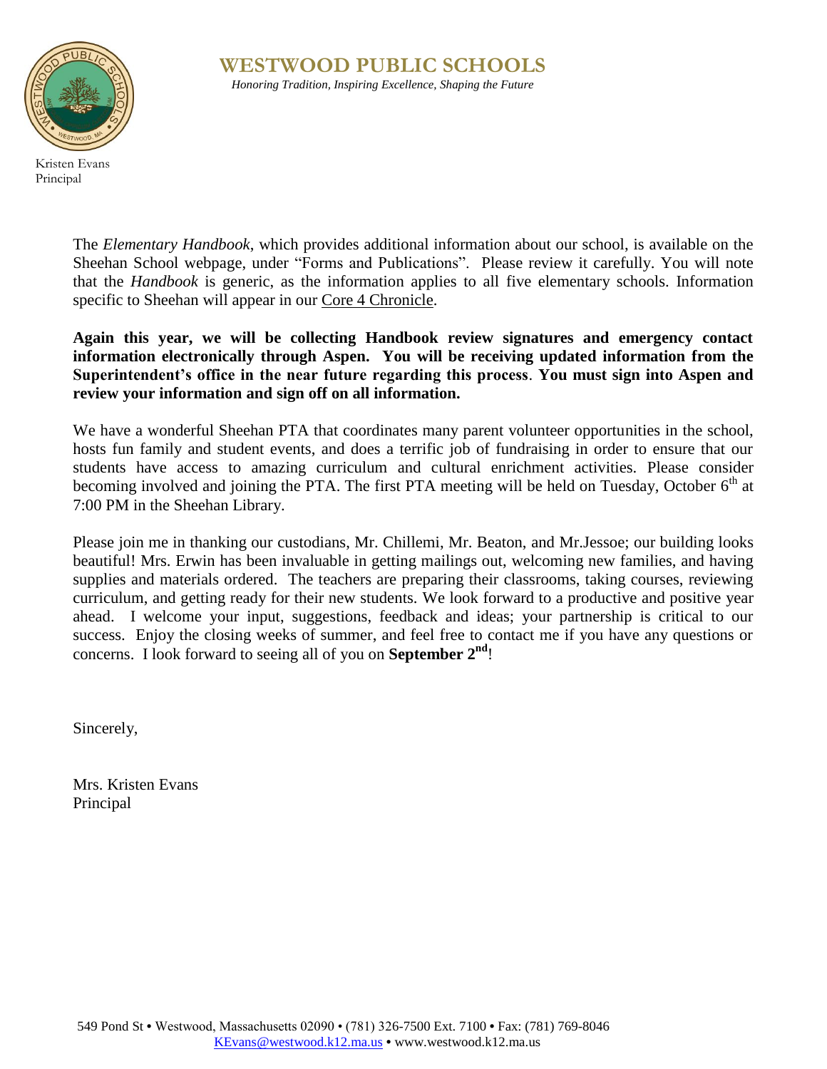# WESTWOOD PUBLIC SCHOOLS

*Honoring Tradition, Inspiring Excellence, Shaping the Future*

Kristen Evans
Principal

The *Elementary Handbook*, which provides additional information about our school, is available on the Sheehan School webpage, under "Forms and Publications". Please review it carefully. You will note that the *Handbook* is generic, as the information applies to all five elementary schools. Information specific to Sheehan will appear in our Core 4 Chronicle.

**Again this year, we will be collecting Handbook review signatures and emergency contact information electronically through Aspen. You will be receiving updated information from the Superintendent's office in the near future regarding this process. You must sign into Aspen and review your information and sign off on all information.**

We have a wonderful Sheehan PTA that coordinates many parent volunteer opportunities in the school, hosts fun family and student events, and does a terrific job of fundraising in order to ensure that our students have access to amazing curriculum and cultural enrichment activities. Please consider becoming involved and joining the PTA. The first PTA meeting will be held on Tuesday, October 6th at 7:00 PM in the Sheehan Library.

Please join me in thanking our custodians, Mr. Chillemi, Mr. Beaton, and Mr.Jessoe; our building looks beautiful! Mrs. Erwin has been invaluable in getting mailings out, welcoming new families, and having supplies and materials ordered. The teachers are preparing their classrooms, taking courses, reviewing curriculum, and getting ready for their new students. We look forward to a productive and positive year ahead. I welcome your input, suggestions, feedback and ideas; your partnership is critical to our success. Enjoy the closing weeks of summer, and feel free to contact me if you have any questions or concerns. I look forward to seeing all of you on **September 2nd**!

Sincerely,

Mrs. Kristen Evans
Principal

549 Pond St • Westwood, Massachusetts 02090 • (781) 326-7500 Ext. 7100 • Fax: (781) 769-8046
KEvans@westwood.k12.ma.us • www.westwood.k12.ma.us